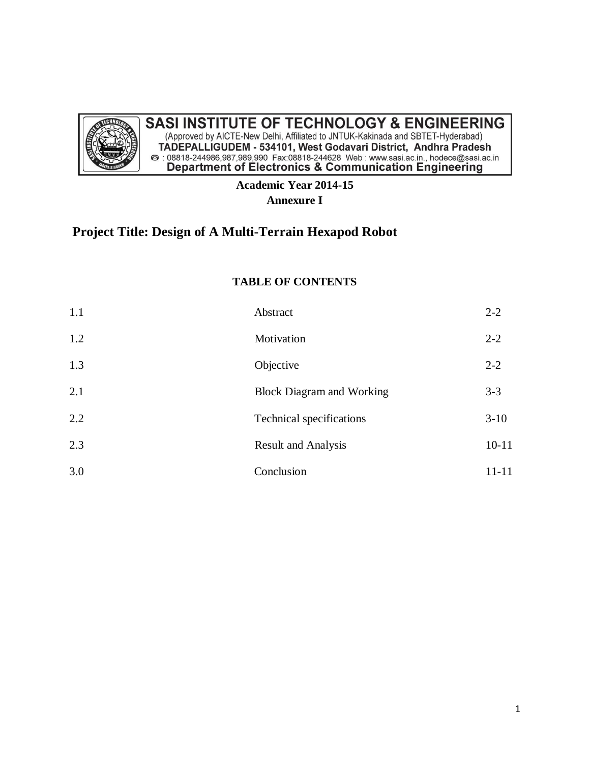**SASI INSTITUTE OF TECHNOLOGY & ENGINEERING**
(Approved by AICTE-New Delhi, Affiliated to JNTUK-Kakinada and SBTET-Hyderabad)
**TADEPALLIGUDEM - 534101, West Godavari District, Andhra Pradesh**
☎ : 08818-244986,987,989,990 Fax:08818-244628 Web : www.sasi.ac.in., hodece@sasi.ac.in
**Department of Electronics & Communication Engineering**

**Academic Year 2014-15**

**Annexure I**

# Project Title: Design of A Multi-Terrain Hexapod Robot

## TABLE OF CONTENTS

| | | |
|---|---|---|
| 1.1 | Abstract | 2-2 |
| 1.2 | Motivation | 2-2 |
| 1.3 | Objective | 2-2 |
| 2.1 | Block Diagram and Working | 3-3 |
| 2.2 | Technical specifications | 3-10 |
| 2.3 | Result and Analysis | 10-11 |
| 3.0 | Conclusion | 11-11 |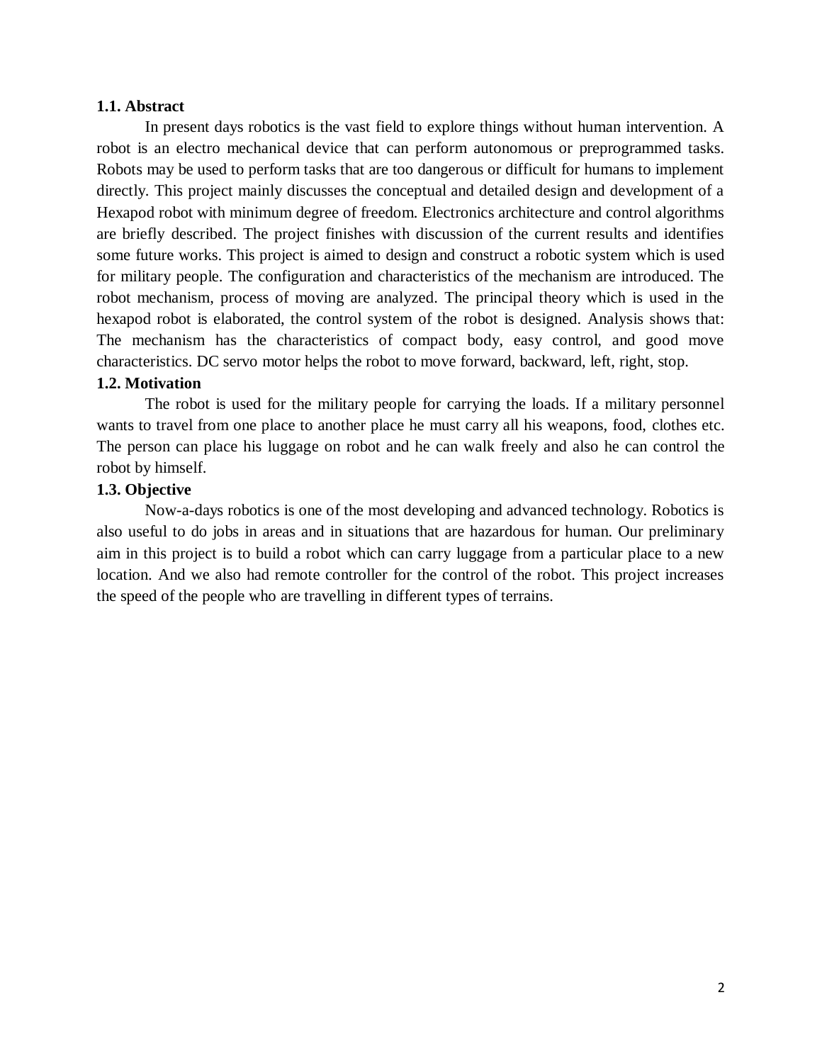### 1.1. Abstract

In present days robotics is the vast field to explore things without human intervention. A robot is an electro mechanical device that can perform autonomous or preprogrammed tasks. Robots may be used to perform tasks that are too dangerous or difficult for humans to implement directly. This project mainly discusses the conceptual and detailed design and development of a Hexapod robot with minimum degree of freedom. Electronics architecture and control algorithms are briefly described. The project finishes with discussion of the current results and identifies some future works. This project is aimed to design and construct a robotic system which is used for military people. The configuration and characteristics of the mechanism are introduced. The robot mechanism, process of moving are analyzed. The principal theory which is used in the hexapod robot is elaborated, the control system of the robot is designed. Analysis shows that: The mechanism has the characteristics of compact body, easy control, and good move characteristics. DC servo motor helps the robot to move forward, backward, left, right, stop.

### 1.2. Motivation

The robot is used for the military people for carrying the loads. If a military personnel wants to travel from one place to another place he must carry all his weapons, food, clothes etc. The person can place his luggage on robot and he can walk freely and also he can control the robot by himself.

### 1.3. Objective

Now-a-days robotics is one of the most developing and advanced technology. Robotics is also useful to do jobs in areas and in situations that are hazardous for human. Our preliminary aim in this project is to build a robot which can carry luggage from a particular place to a new location. And we also had remote controller for the control of the robot. This project increases the speed of the people who are travelling in different types of terrains.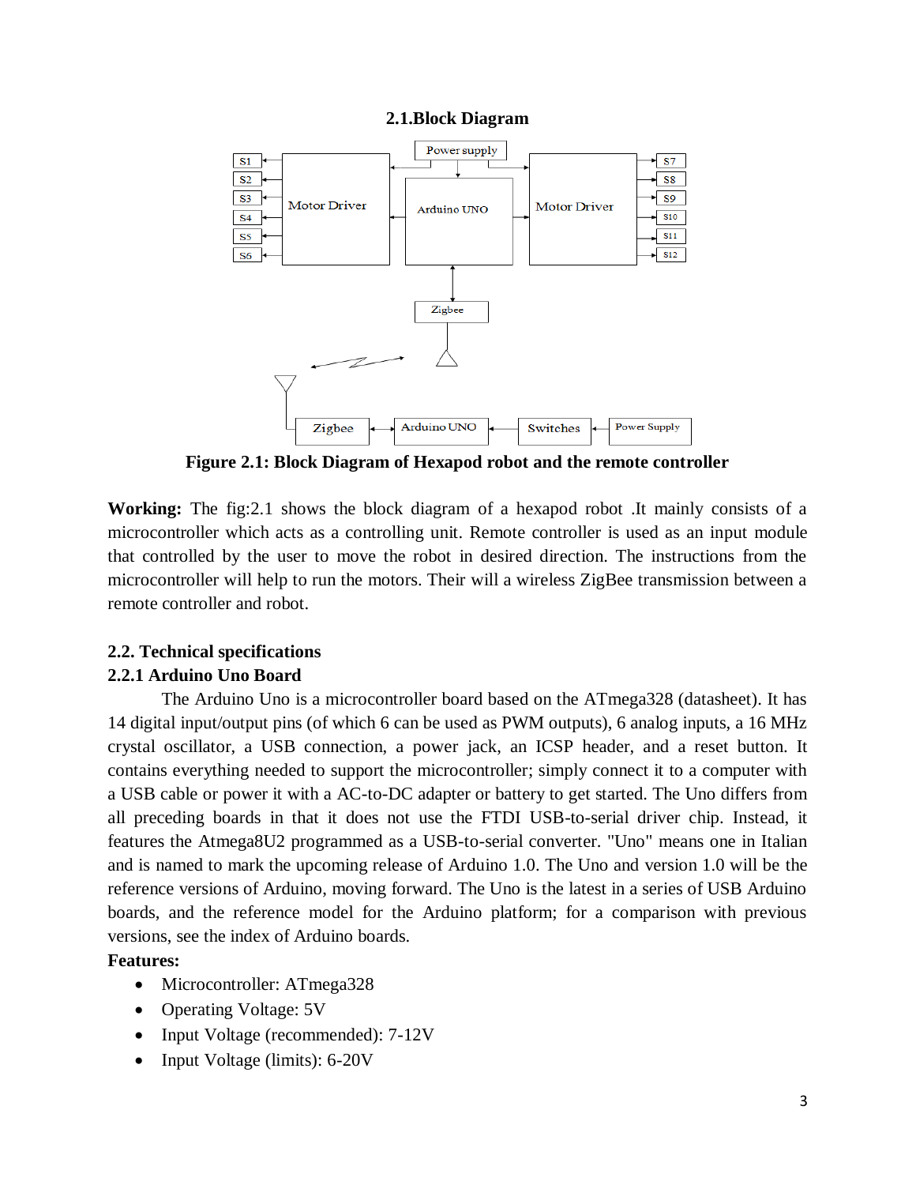## 2.1.Block Diagram

**Figure 2.1: Block Diagram of Hexapod robot and the remote controller**

**Working:** The fig:2.1 shows the block diagram of a hexapod robot .It mainly consists of a microcontroller which acts as a controlling unit. Remote controller is used as an input module that controlled by the user to move the robot in desired direction. The instructions from the microcontroller will help to run the motors. Their will a wireless ZigBee transmission between a remote controller and robot.

## 2.2. Technical specifications

### 2.2.1 Arduino Uno Board

The Arduino Uno is a microcontroller board based on the ATmega328 (datasheet). It has 14 digital input/output pins (of which 6 can be used as PWM outputs), 6 analog inputs, a 16 MHz crystal oscillator, a USB connection, a power jack, an ICSP header, and a reset button. It contains everything needed to support the microcontroller; simply connect it to a computer with a USB cable or power it with a AC-to-DC adapter or battery to get started. The Uno differs from all preceding boards in that it does not use the FTDI USB-to-serial driver chip. Instead, it features the Atmega8U2 programmed as a USB-to-serial converter. "Uno" means one in Italian and is named to mark the upcoming release of Arduino 1.0. The Uno and version 1.0 will be the reference versions of Arduino, moving forward. The Uno is the latest in a series of USB Arduino boards, and the reference model for the Arduino platform; for a comparison with previous versions, see the index of Arduino boards.

**Features:**

- Microcontroller: ATmega328
- Operating Voltage: 5V
- Input Voltage (recommended): 7-12V
- Input Voltage (limits): 6-20V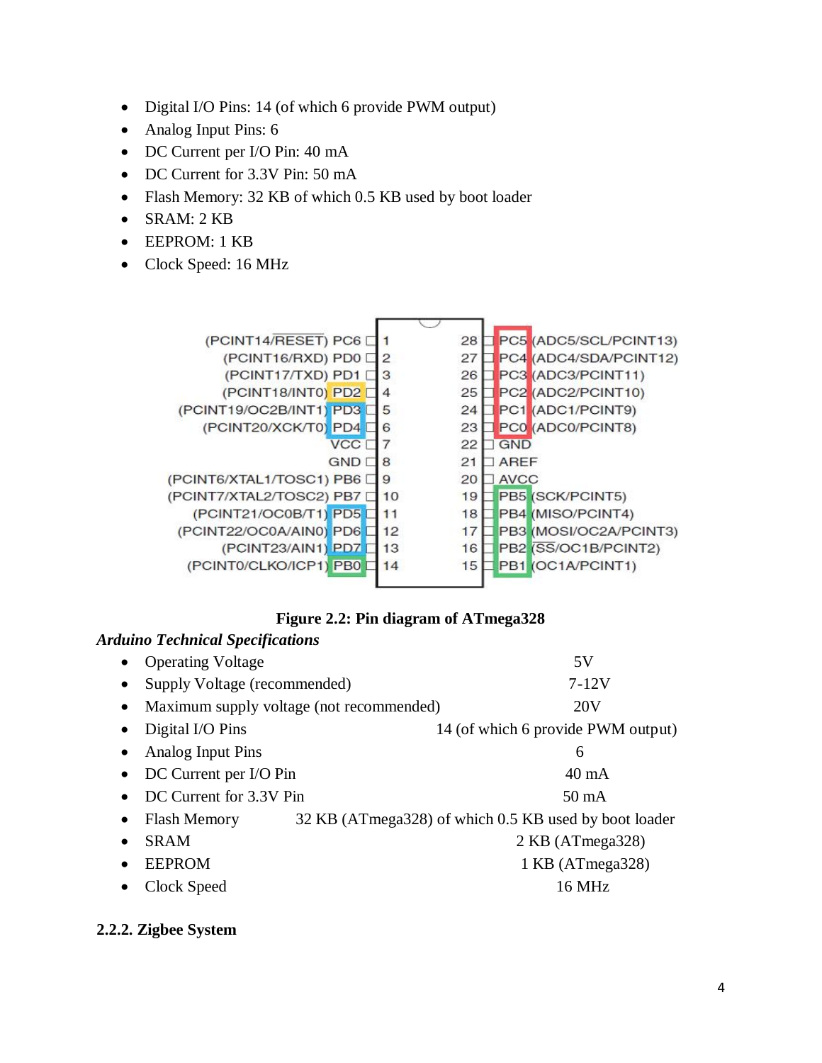- Digital I/O Pins: 14 (of which 6 provide PWM output)
- Analog Input Pins: 6
- DC Current per I/O Pin: 40 mA
- DC Current for 3.3V Pin: 50 mA
- Flash Memory: 32 KB of which 0.5 KB used by boot loader
- SRAM: 2 KB
- EEPROM: 1 KB
- Clock Speed: 16 MHz

**Figure 2.2: Pin diagram of ATmega328**

***Arduino Technical Specifications***

- Operating Voltage 5V
- Supply Voltage (recommended) 7-12V
- Maximum supply voltage (not recommended) 20V
- Digital I/O Pins 14 (of which 6 provide PWM output)
- Analog Input Pins 6
- DC Current per I/O Pin 40 mA
- DC Current for 3.3V Pin 50 mA
- Flash Memory 32 KB (ATmega328) of which 0.5 KB used by boot loader
- SRAM 2 KB (ATmega328)
- EEPROM 1 KB (ATmega328)
- Clock Speed 16 MHz

**2.2.2. Zigbee System**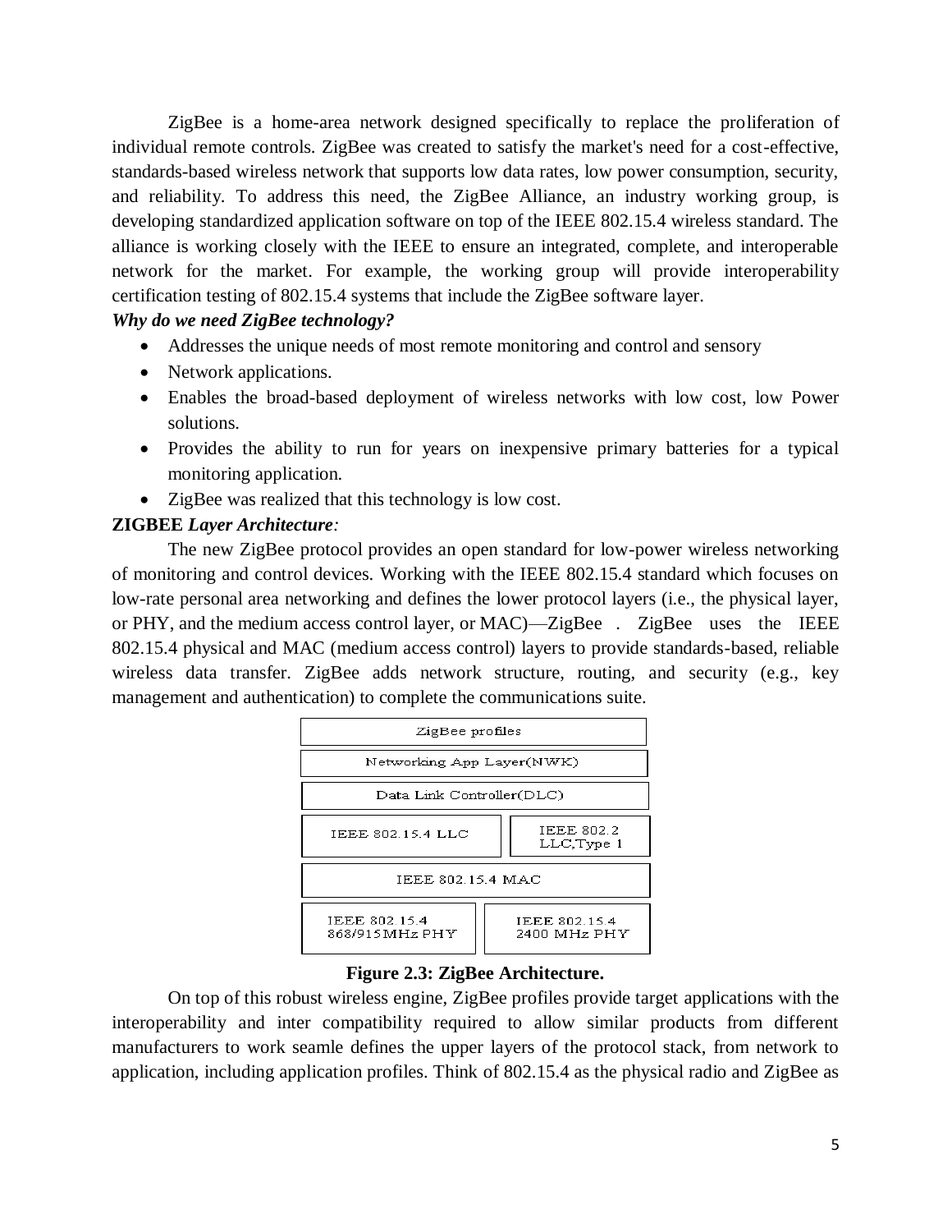ZigBee is a home-area network designed specifically to replace the proliferation of individual remote controls. ZigBee was created to satisfy the market's need for a cost-effective, standards-based wireless network that supports low data rates, low power consumption, security, and reliability. To address this need, the ZigBee Alliance, an industry working group, is developing standardized application software on top of the IEEE 802.15.4 wireless standard. The alliance is working closely with the IEEE to ensure an integrated, complete, and interoperable network for the market. For example, the working group will provide interoperability certification testing of 802.15.4 systems that include the ZigBee software layer.

***Why do we need ZigBee technology?***

- Addresses the unique needs of most remote monitoring and control and sensory
- Network applications.
- Enables the broad-based deployment of wireless networks with low cost, low Power solutions.
- Provides the ability to run for years on inexpensive primary batteries for a typical monitoring application.
- ZigBee was realized that this technology is low cost.

**ZIGBEE *Layer Architecture*:**

The new ZigBee protocol provides an open standard for low-power wireless networking of monitoring and control devices. Working with the IEEE 802.15.4 standard which focuses on low-rate personal area networking and defines the lower protocol layers (i.e., the physical layer, or PHY, and the medium access control layer, or MAC)—ZigBee . ZigBee uses the IEEE 802.15.4 physical and MAC (medium access control) layers to provide standards-based, reliable wireless data transfer. ZigBee adds network structure, routing, and security (e.g., key management and authentication) to complete the communications suite.

| ZigBee profiles | |
|---|---|
| Networking App Layer(NWK) | |
| Data Link Controller(DLC) | |
| IEEE 802.15.4 LLC | IEEE 802.2 LLC,Type 1 |
| IEEE 802.15.4 MAC | |
| IEEE 802.15.4 868/915MHz PHY | IEEE 802.15.4 2400 MHz PHY |

**Figure 2.3: ZigBee Architecture.**

On top of this robust wireless engine, ZigBee profiles provide target applications with the interoperability and inter compatibility required to allow similar products from different manufacturers to work seamle defines the upper layers of the protocol stack, from network to application, including application profiles. Think of 802.15.4 as the physical radio and ZigBee as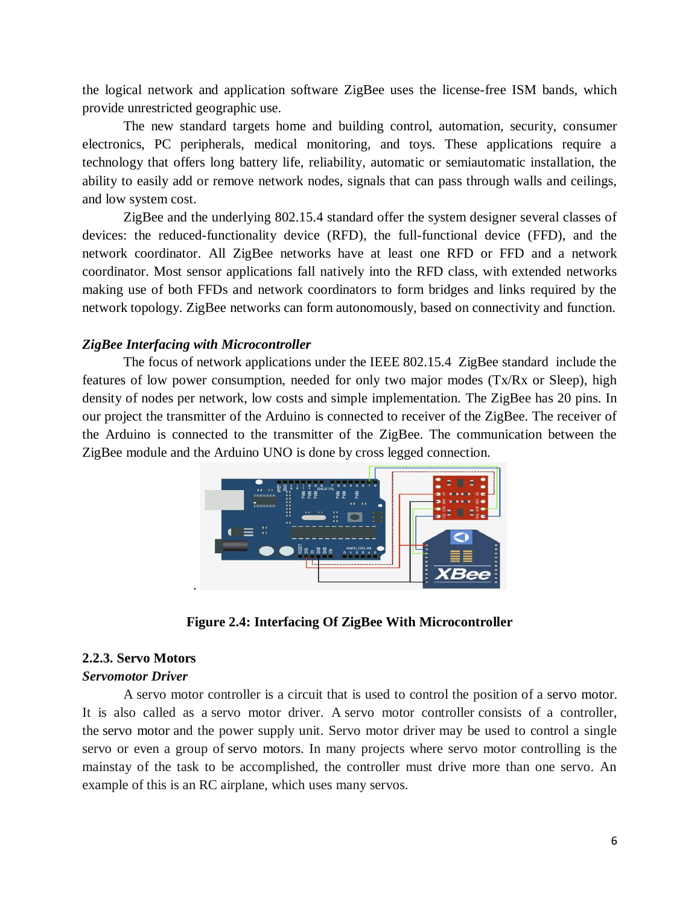the logical network and application software ZigBee uses the license-free ISM bands, which provide unrestricted geographic use.

The new standard targets home and building control, automation, security, consumer electronics, PC peripherals, medical monitoring, and toys. These applications require a technology that offers long battery life, reliability, automatic or semiautomatic installation, the ability to easily add or remove network nodes, signals that can pass through walls and ceilings, and low system cost.

ZigBee and the underlying 802.15.4 standard offer the system designer several classes of devices: the reduced-functionality device (RFD), the full-functional device (FFD), and the network coordinator. All ZigBee networks have at least one RFD or FFD and a network coordinator. Most sensor applications fall natively into the RFD class, with extended networks making use of both FFDs and network coordinators to form bridges and links required by the network topology. ZigBee networks can form autonomously, based on connectivity and function.

***ZigBee Interfacing with Microcontroller***

The focus of network applications under the IEEE 802.15.4 ZigBee standard include the features of low power consumption, needed for only two major modes (Tx/Rx or Sleep), high density of nodes per network, low costs and simple implementation. The ZigBee has 20 pins. In our project the transmitter of the Arduino is connected to receiver of the ZigBee. The receiver of the Arduino is connected to the transmitter of the ZigBee. The communication between the ZigBee module and the Arduino UNO is done by cross legged connection.

**Figure 2.4: Interfacing Of ZigBee With Microcontroller**

### 2.2.3. Servo Motors

***Servomotor Driver***

A servo motor controller is a circuit that is used to control the position of a servo motor. It is also called as a servo motor driver. A servo motor controller consists of a controller, the servo motor and the power supply unit. Servo motor driver may be used to control a single servo or even a group of servo motors. In many projects where servo motor controlling is the mainstay of the task to be accomplished, the controller must drive more than one servo. An example of this is an RC airplane, which uses many servos.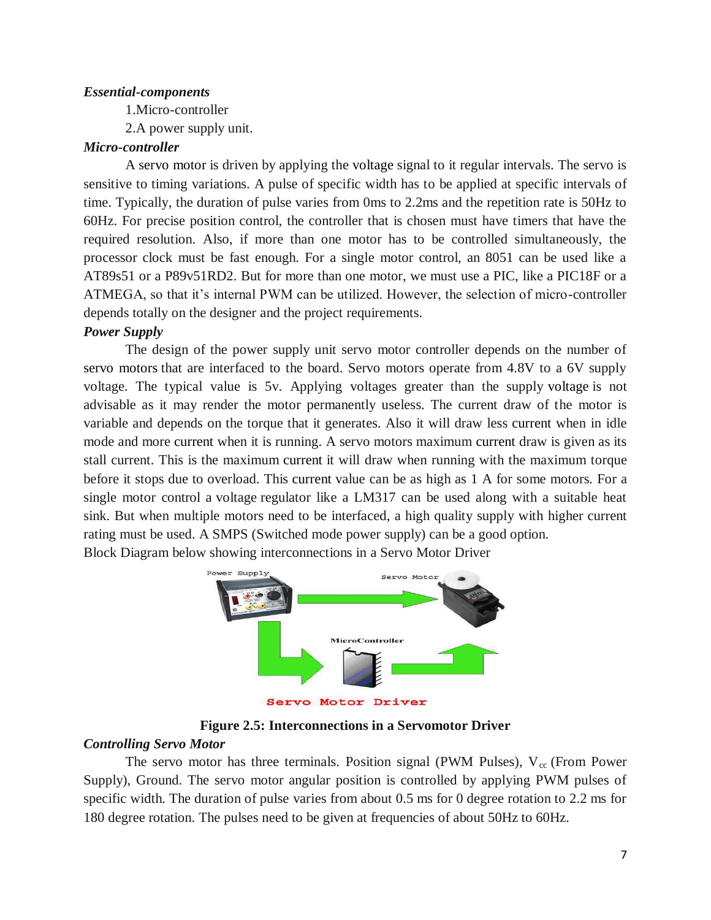***Essential-components***

1.Micro-controller

2.A power supply unit.

***Micro-controller***

A servo motor is driven by applying the voltage signal to it regular intervals. The servo is sensitive to timing variations. A pulse of specific width has to be applied at specific intervals of time. Typically, the duration of pulse varies from 0ms to 2.2ms and the repetition rate is 50Hz to 60Hz. For precise position control, the controller that is chosen must have timers that have the required resolution. Also, if more than one motor has to be controlled simultaneously, the processor clock must be fast enough. For a single motor control, an 8051 can be used like a AT89s51 or a P89v51RD2. But for more than one motor, we must use a PIC, like a PIC18F or a ATMEGA, so that it's internal PWM can be utilized. However, the selection of micro-controller depends totally on the designer and the project requirements.

***Power Supply***

The design of the power supply unit servo motor controller depends on the number of servo motors that are interfaced to the board. Servo motors operate from 4.8V to a 6V supply voltage. The typical value is 5v. Applying voltages greater than the supply voltage is not advisable as it may render the motor permanently useless. The current draw of the motor is variable and depends on the torque that it generates. Also it will draw less current when in idle mode and more current when it is running. A servo motors maximum current draw is given as its stall current. This is the maximum current it will draw when running with the maximum torque before it stops due to overload. This current value can be as high as 1 A for some motors. For a single motor control a voltage regulator like a LM317 can be used along with a suitable heat sink. But when multiple motors need to be interfaced, a high quality supply with higher current rating must be used. A SMPS (Switched mode power supply) can be a good option.

Block Diagram below showing interconnections in a Servo Motor Driver

**Figure 2.5: Interconnections in a Servomotor Driver**

***Controlling Servo Motor***

The servo motor has three terminals. Position signal (PWM Pulses), $V_{cc}$ (From Power Supply), Ground. The servo motor angular position is controlled by applying PWM pulses of specific width. The duration of pulse varies from about 0.5 ms for 0 degree rotation to 2.2 ms for 180 degree rotation. The pulses need to be given at frequencies of about 50Hz to 60Hz.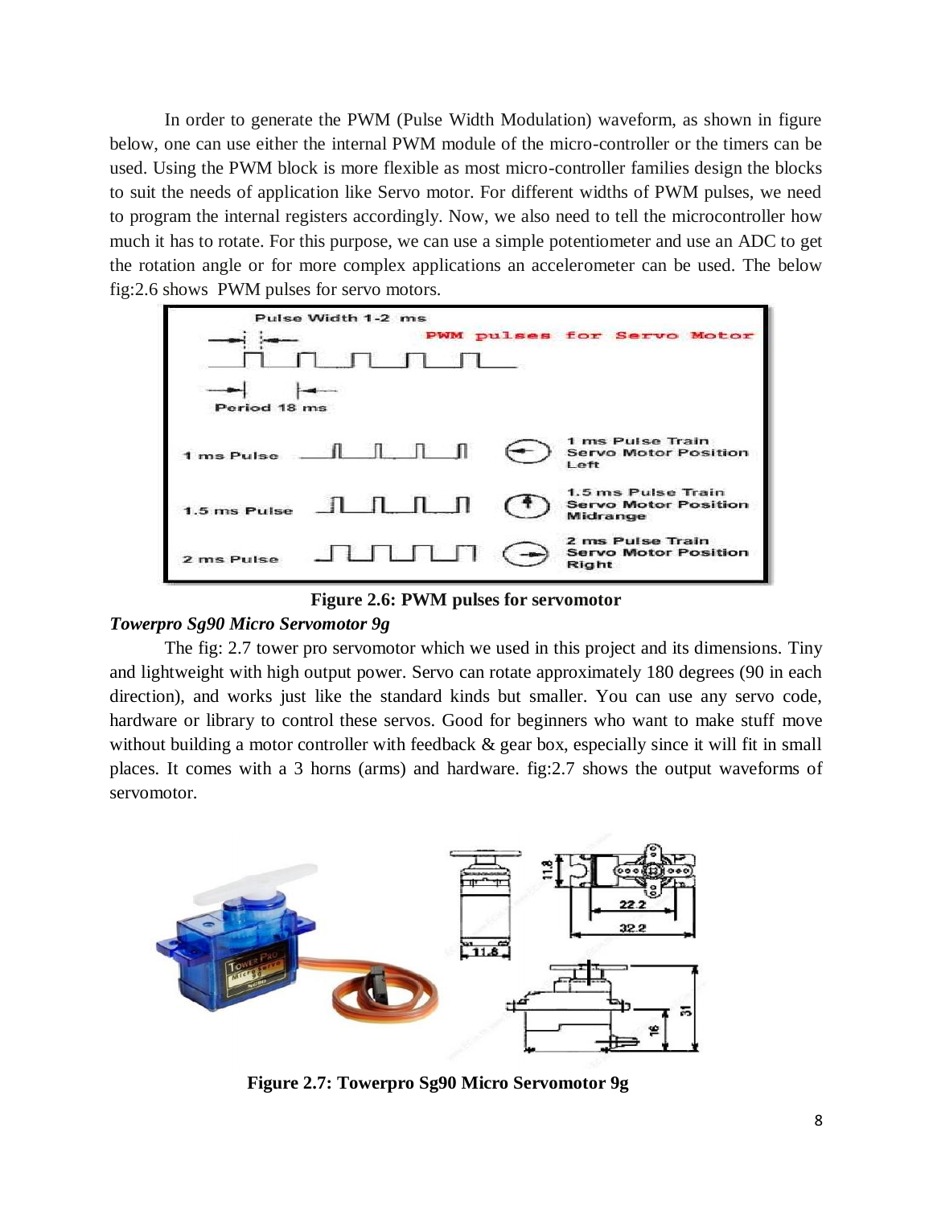In order to generate the PWM (Pulse Width Modulation) waveform, as shown in figure below, one can use either the internal PWM module of the micro-controller or the timers can be used. Using the PWM block is more flexible as most micro-controller families design the blocks to suit the needs of application like Servo motor. For different widths of PWM pulses, we need to program the internal registers accordingly. Now, we also need to tell the microcontroller how much it has to rotate. For this purpose, we can use a simple potentiometer and use an ADC to get the rotation angle or for more complex applications an accelerometer can be used. The below fig:2.6 shows PWM pulses for servo motors.

**Figure 2.6: PWM pulses for servomotor**

***Towerpro Sg90 Micro Servomotor 9g***

The fig: 2.7 tower pro servomotor which we used in this project and its dimensions. Tiny and lightweight with high output power. Servo can rotate approximately 180 degrees (90 in each direction), and works just like the standard kinds but smaller. You can use any servo code, hardware or library to control these servos. Good for beginners who want to make stuff move without building a motor controller with feedback & gear box, especially since it will fit in small places. It comes with a 3 horns (arms) and hardware. fig:2.7 shows the output waveforms of servomotor.

**Figure 2.7: Towerpro Sg90 Micro Servomotor 9g**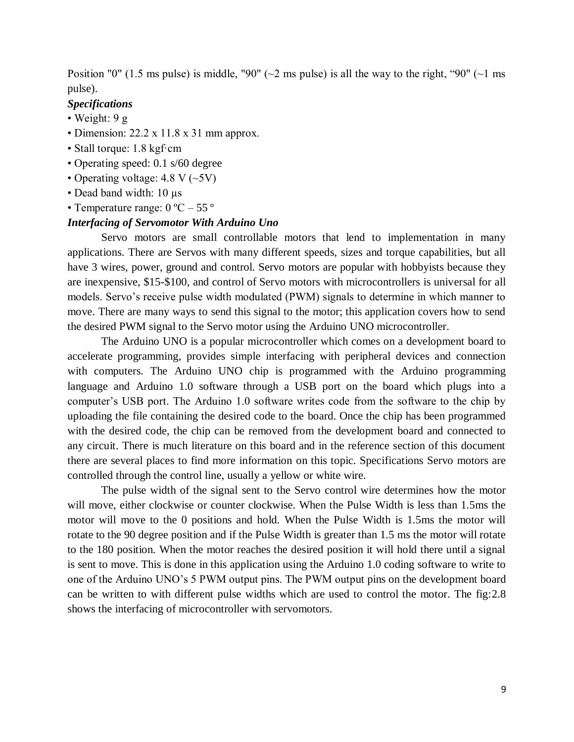Position "0" (1.5 ms pulse) is middle, "90" (~2 ms pulse) is all the way to the right, “90" (~1 ms pulse).

***Specifications***

- Weight: 9 g
- Dimension: 22.2 x 11.8 x 31 mm approx.
- Stall torque: 1.8 kgf·cm
- Operating speed: 0.1 s/60 degree
- Operating voltage: 4.8 V (~5V)
- Dead band width: 10 µs
- Temperature range: 0 ºC – 55 º

***Interfacing of Servomotor With Arduino Uno***

Servo motors are small controllable motors that lend to implementation in many applications. There are Servos with many different speeds, sizes and torque capabilities, but all have 3 wires, power, ground and control. Servo motors are popular with hobbyists because they are inexpensive, $15-$100, and control of Servo motors with microcontrollers is universal for all models. Servo’s receive pulse width modulated (PWM) signals to determine in which manner to move. There are many ways to send this signal to the motor; this application covers how to send the desired PWM signal to the Servo motor using the Arduino UNO microcontroller.

The Arduino UNO is a popular microcontroller which comes on a development board to accelerate programming, provides simple interfacing with peripheral devices and connection with computers. The Arduino UNO chip is programmed with the Arduino programming language and Arduino 1.0 software through a USB port on the board which plugs into a computer’s USB port. The Arduino 1.0 software writes code from the software to the chip by uploading the file containing the desired code to the board. Once the chip has been programmed with the desired code, the chip can be removed from the development board and connected to any circuit. There is much literature on this board and in the reference section of this document there are several places to find more information on this topic. Specifications Servo motors are controlled through the control line, usually a yellow or white wire.

The pulse width of the signal sent to the Servo control wire determines how the motor will move, either clockwise or counter clockwise. When the Pulse Width is less than 1.5ms the motor will move to the 0 positions and hold. When the Pulse Width is 1.5ms the motor will rotate to the 90 degree position and if the Pulse Width is greater than 1.5 ms the motor will rotate to the 180 position. When the motor reaches the desired position it will hold there until a signal is sent to move. This is done in this application using the Arduino 1.0 coding software to write to one of the Arduino UNO’s 5 PWM output pins. The PWM output pins on the development board can be written to with different pulse widths which are used to control the motor. The fig:2.8 shows the interfacing of microcontroller with servomotors.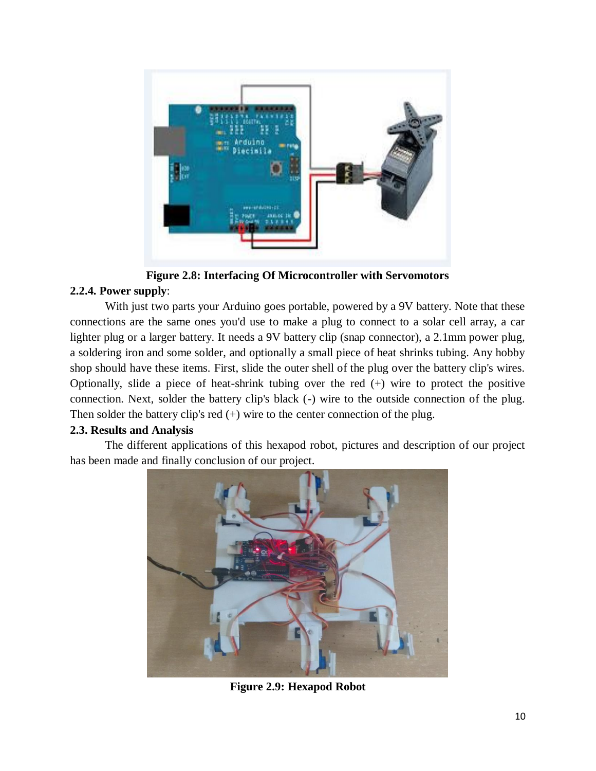**Figure 2.8: Interfacing Of Microcontroller with Servomotors**

### 2.2.4. Power supply:

With just two parts your Arduino goes portable, powered by a 9V battery. Note that these connections are the same ones you'd use to make a plug to connect to a solar cell array, a car lighter plug or a larger battery. It needs a 9V battery clip (snap connector), a 2.1mm power plug, a soldering iron and some solder, and optionally a small piece of heat shrinks tubing. Any hobby shop should have these items. First, slide the outer shell of the plug over the battery clip's wires. Optionally, slide a piece of heat-shrink tubing over the red (+) wire to protect the positive connection. Next, solder the battery clip's black (-) wire to the outside connection of the plug. Then solder the battery clip's red (+) wire to the center connection of the plug.

## 2.3. Results and Analysis

The different applications of this hexapod robot, pictures and description of our project has been made and finally conclusion of our project.

**Figure 2.9: Hexapod Robot**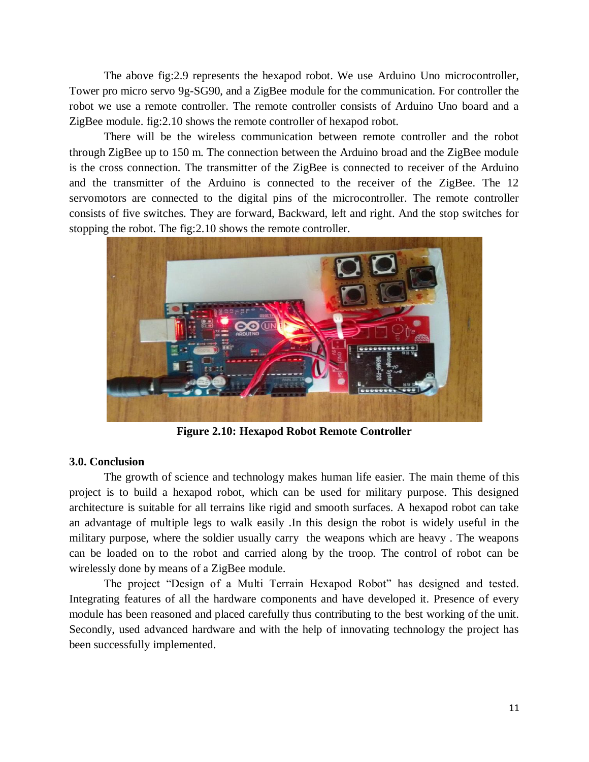The above fig:2.9 represents the hexapod robot. We use Arduino Uno microcontroller, Tower pro micro servo 9g-SG90, and a ZigBee module for the communication. For controller the robot we use a remote controller. The remote controller consists of Arduino Uno board and a ZigBee module. fig:2.10 shows the remote controller of hexapod robot.

There will be the wireless communication between remote controller and the robot through ZigBee up to 150 m. The connection between the Arduino broad and the ZigBee module is the cross connection. The transmitter of the ZigBee is connected to receiver of the Arduino and the transmitter of the Arduino is connected to the receiver of the ZigBee. The 12 servomotors are connected to the digital pins of the microcontroller. The remote controller consists of five switches. They are forward, Backward, left and right. And the stop switches for stopping the robot. The fig:2.10 shows the remote controller.

**Figure 2.10: Hexapod Robot Remote Controller**

### 3.0. Conclusion

The growth of science and technology makes human life easier. The main theme of this project is to build a hexapod robot, which can be used for military purpose. This designed architecture is suitable for all terrains like rigid and smooth surfaces. A hexapod robot can take an advantage of multiple legs to walk easily .In this design the robot is widely useful in the military purpose, where the soldier usually carry the weapons which are heavy . The weapons can be loaded on to the robot and carried along by the troop. The control of robot can be wirelessly done by means of a ZigBee module.

The project "Design of a Multi Terrain Hexapod Robot" has designed and tested. Integrating features of all the hardware components and have developed it. Presence of every module has been reasoned and placed carefully thus contributing to the best working of the unit. Secondly, used advanced hardware and with the help of innovating technology the project has been successfully implemented.